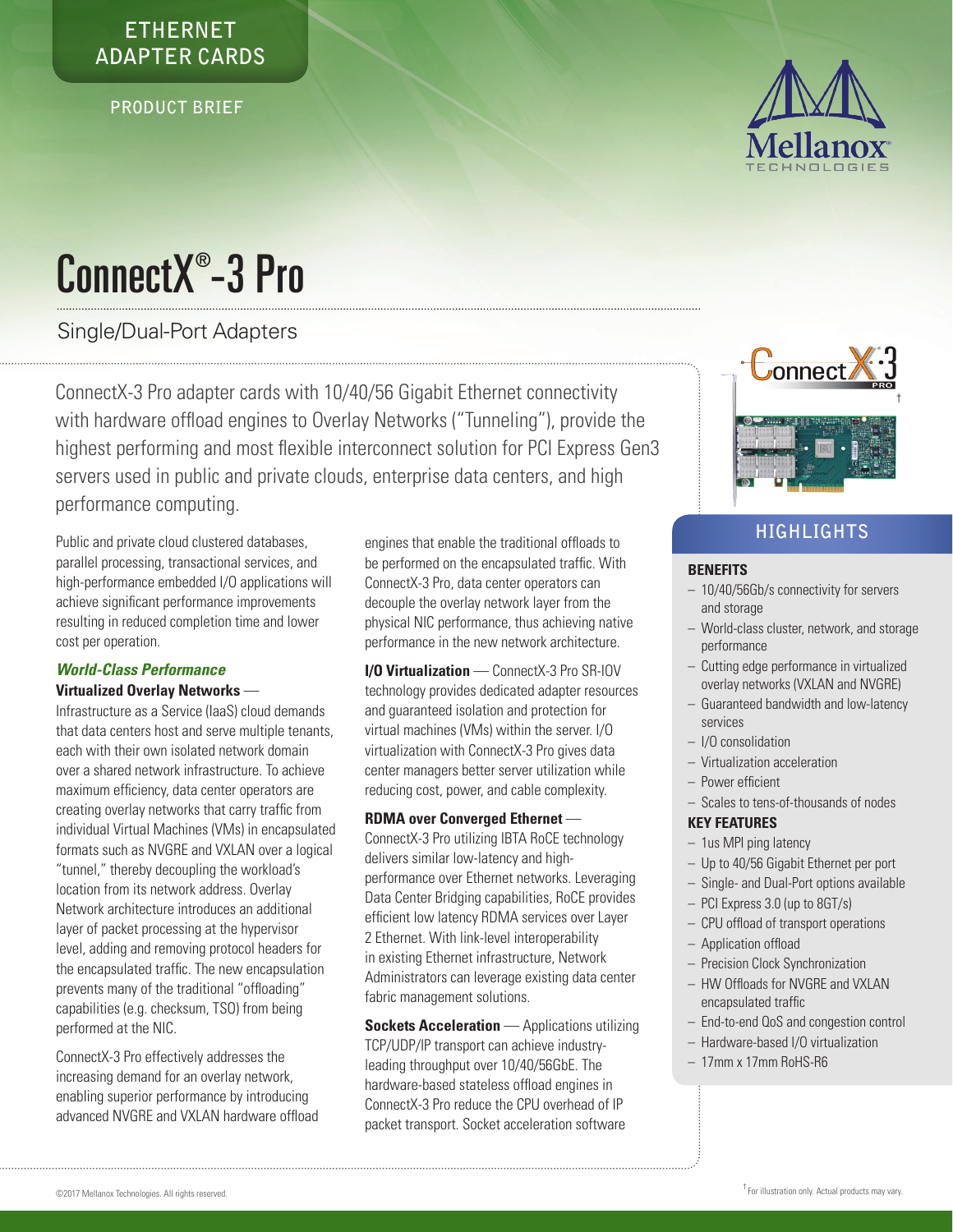ETHERNET ADAPTER CARDS

PRODUCT BRIEF

# ConnectX®-3 Pro

## Single/Dual-Port Adapters

ConnectX-3 Pro adapter cards with 10/40/56 Gigabit Ethernet connectivity with hardware offload engines to Overlay Networks ("Tunneling"), provide the highest performing and most flexible interconnect solution for PCI Express Gen3 servers used in public and private clouds, enterprise data centers, and high performance computing.

Public and private cloud clustered databases, parallel processing, transactional services, and high-performance embedded I/O applications will achieve significant performance improvements resulting in reduced completion time and lower cost per operation.

### *World-Class Performance*

**Virtualized Overlay Networks** — Infrastructure as a Service (IaaS) cloud demands that data centers host and serve multiple tenants, each with their own isolated network domain over a shared network infrastructure. To achieve maximum efficiency, data center operators are creating overlay networks that carry traffic from individual Virtual Machines (VMs) in encapsulated formats such as NVGRE and VXLAN over a logical "tunnel," thereby decoupling the workload's location from its network address. Overlay Network architecture introduces an additional layer of packet processing at the hypervisor level, adding and removing protocol headers for the encapsulated traffic. The new encapsulation prevents many of the traditional "offloading" capabilities (e.g. checksum, TSO) from being performed at the NIC.

ConnectX-3 Pro effectively addresses the increasing demand for an overlay network, enabling superior performance by introducing advanced NVGRE and VXLAN hardware offload engines that enable the traditional offloads to be performed on the encapsulated traffic. With ConnectX-3 Pro, data center operators can decouple the overlay network layer from the physical NIC performance, thus achieving native performance in the new network architecture.

**I/O Virtualization** — ConnectX-3 Pro SR-IOV technology provides dedicated adapter resources and guaranteed isolation and protection for virtual machines (VMs) within the server. I/O virtualization with ConnectX-3 Pro gives data center managers better server utilization while reducing cost, power, and cable complexity.

**RDMA over Converged Ethernet** — ConnectX-3 Pro utilizing IBTA RoCE technology delivers similar low-latency and high-performance over Ethernet networks. Leveraging Data Center Bridging capabilities, RoCE provides efficient low latency RDMA services over Layer 2 Ethernet. With link-level interoperability in existing Ethernet infrastructure, Network Administrators can leverage existing data center fabric management solutions.

**Sockets Acceleration** — Applications utilizing TCP/UDP/IP transport can achieve industry-leading throughput over 10/40/56GbE. The hardware-based stateless offload engines in ConnectX-3 Pro reduce the CPU overhead of IP packet transport. Socket acceleration software

## HIGHLIGHTS

**BENEFITS**

- 10/40/56Gb/s connectivity for servers and storage
- World-class cluster, network, and storage performance
- Cutting edge performance in virtualized overlay networks (VXLAN and NVGRE)
- Guaranteed bandwidth and low-latency services
- I/O consolidation
- Virtualization acceleration
- Power efficient
- Scales to tens-of-thousands of nodes

**KEY FEATURES**

- 1us MPI ping latency
- Up to 40/56 Gigabit Ethernet per port
- Single- and Dual-Port options available
- PCI Express 3.0 (up to 8GT/s)
- CPU offload of transport operations
- Application offload
- Precision Clock Synchronization
- HW Offloads for NVGRE and VXLAN encapsulated traffic
- End-to-end QoS and congestion control
- Hardware-based I/O virtualization
- 17mm x 17mm RoHS-R6

©2017 Mellanox Technologies. All rights reserved.

† For illustration only. Actual products may vary.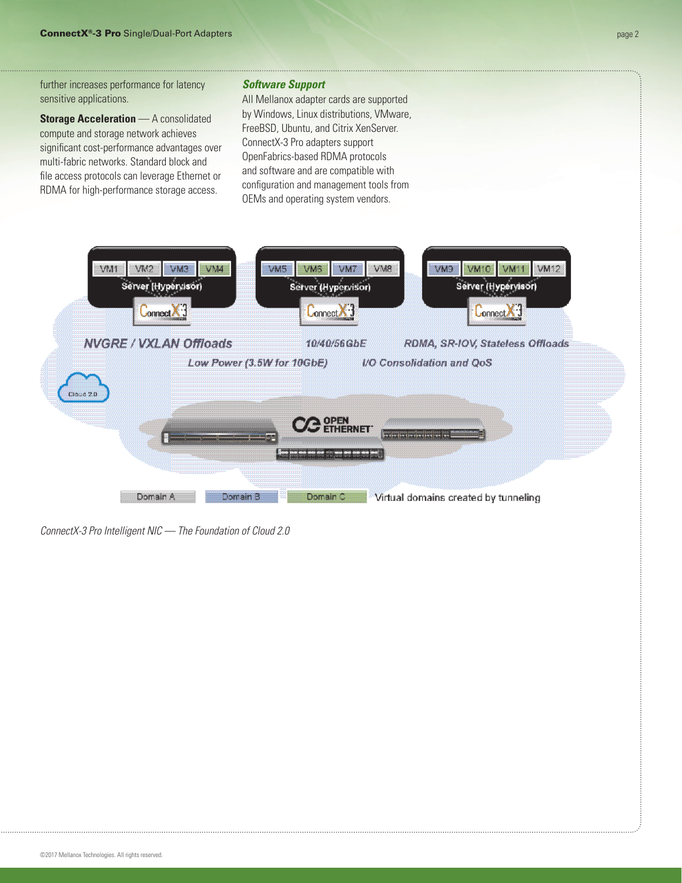further increases performance for latency sensitive applications.

**Storage Acceleration** — A consolidated compute and storage network achieves significant cost-performance advantages over multi-fabric networks. Standard block and file access protocols can leverage Ethernet or RDMA for high-performance storage access.

### Software Support

All Mellanox adapter cards are supported by Windows, Linux distributions, VMware, FreeBSD, Ubuntu, and Citrix XenServer. ConnectX-3 Pro adapters support OpenFabrics-based RDMA protocols and software and are compatible with configuration and management tools from OEMs and operating system vendors.

VM1 VM2 VM3 VM4
Server (Hypervisor)
VM5 VM6 VM7 VM8
Server (Hypervisor)
VM9 VM10 VM11 VM12
Server (Hypervisor)
NVGRE / VXLAN Offloads
10/40/56GbE
RDMA, SR-IOV, Stateless Offloads
Low Power (3.5W for 10GbE)
I/O Consolidation and QoS
Cloud 2.0
OPEN ETHERNET
Domain A
Domain B
Domain C
Virtual domains created by tunneling

*ConnectX-3 Pro Intelligent NIC — The Foundation of Cloud 2.0*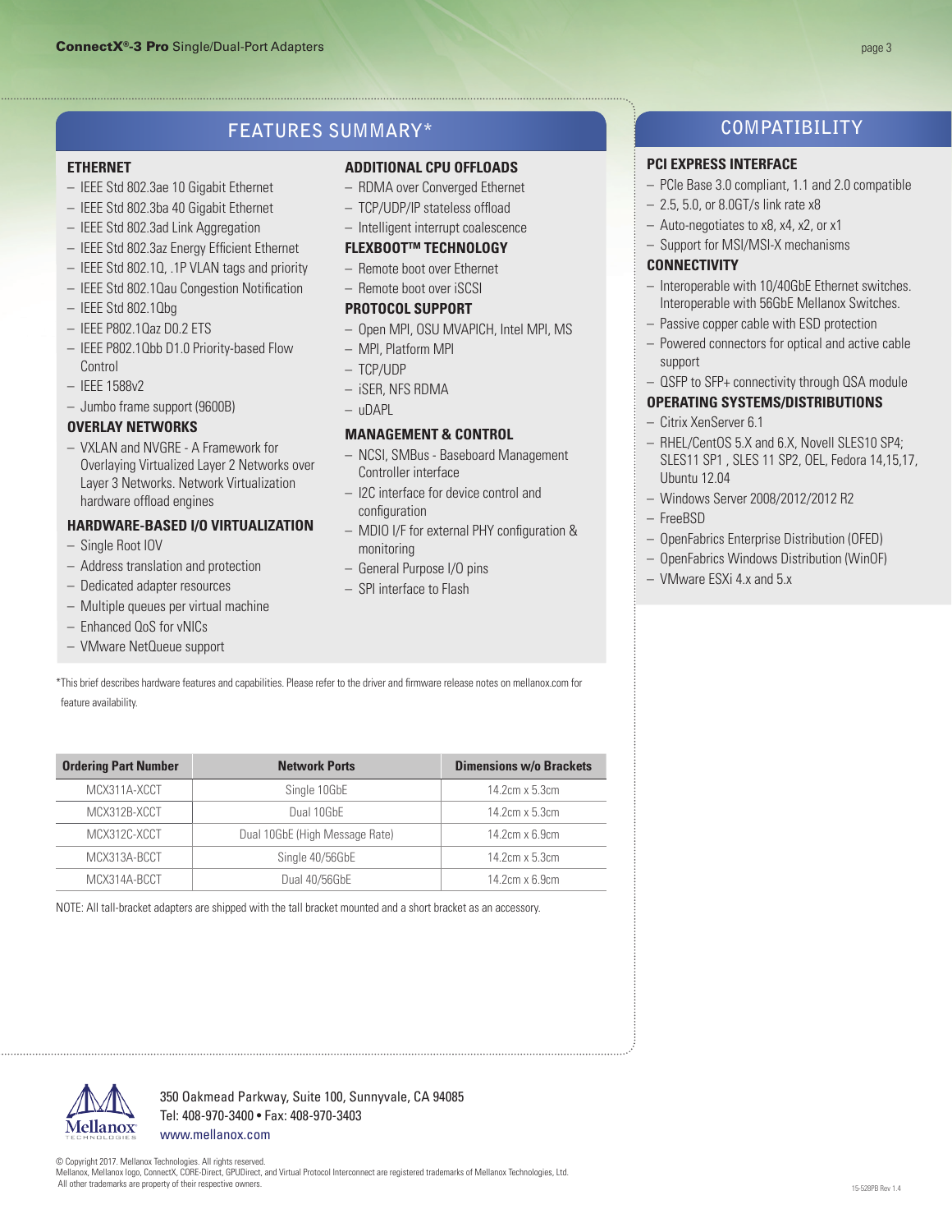## FEATURES SUMMARY*

### ETHERNET
- IEEE Std 802.3ae 10 Gigabit Ethernet
- IEEE Std 802.3ba 40 Gigabit Ethernet
- IEEE Std 802.3ad Link Aggregation
- IEEE Std 802.3az Energy Efficient Ethernet
- IEEE Std 802.1Q, .1P VLAN tags and priority
- IEEE Std 802.1Qau Congestion Notification
- IEEE Std 802.1Qbg
- IEEE P802.1Qaz D0.2 ETS
- IEEE P802.1Qbb D1.0 Priority-based Flow Control
- IEEE 1588v2
- Jumbo frame support (9600B)

### OVERLAY NETWORKS
- VXLAN and NVGRE - A Framework for Overlaying Virtualized Layer 2 Networks over Layer 3 Networks. Network Virtualization hardware offload engines

### HARDWARE-BASED I/O VIRTUALIZATION
- Single Root IOV
- Address translation and protection
- Dedicated adapter resources
- Multiple queues per virtual machine
- Enhanced QoS for vNICs
- VMware NetQueue support

### ADDITIONAL CPU OFFLOADS
- RDMA over Converged Ethernet
- TCP/UDP/IP stateless offload
- Intelligent interrupt coalescence

### FLEXBOOT™ TECHNOLOGY
- Remote boot over Ethernet
- Remote boot over iSCSI

### PROTOCOL SUPPORT
- Open MPI, OSU MVAPICH, Intel MPI, MS
- MPI, Platform MPI
- TCP/UDP
- iSER, NFS RDMA
- uDAPL

### MANAGEMENT & CONTROL
- NCSI, SMBus - Baseboard Management Controller interface
- I2C interface for device control and configuration
- MDIO I/F for external PHY configuration & monitoring
- General Purpose I/O pins
- SPI interface to Flash

## COMPATIBILITY

### PCI EXPRESS INTERFACE
- PCIe Base 3.0 compliant, 1.1 and 2.0 compatible
- 2.5, 5.0, or 8.0GT/s link rate x8
- Auto-negotiates to x8, x4, x2, or x1
- Support for MSI/MSI-X mechanisms

### CONNECTIVITY
- Interoperable with 10/40GbE Ethernet switches. Interoperable with 56GbE Mellanox Switches.
- Passive copper cable with ESD protection
- Powered connectors for optical and active cable support
- QSFP to SFP+ connectivity through QSA module

### OPERATING SYSTEMS/DISTRIBUTIONS
- Citrix XenServer 6.1
- RHEL/CentOS 5.X and 6.X, Novell SLES10 SP4; SLES11 SP1 , SLES 11 SP2, OEL, Fedora 14,15,17, Ubuntu 12.04
- Windows Server 2008/2012/2012 R2
- FreeBSD
- OpenFabrics Enterprise Distribution (OFED)
- OpenFabrics Windows Distribution (WinOF)
- VMware ESXi 4.x and 5.x

*This brief describes hardware features and capabilities. Please refer to the driver and firmware release notes on mellanox.com for feature availability.

| Ordering Part Number | Network Ports | Dimensions w/o Brackets |
|---|---|---|
| MCX311A-XCCT | Single 10GbE | 14.2cm x 5.3cm |
| MCX312B-XCCT | Dual 10GbE | 14.2cm x 5.3cm |
| MCX312C-XCCT | Dual 10GbE (High Message Rate) | 14.2cm x 6.9cm |
| MCX313A-BCCT | Single 40/56GbE | 14.2cm x 5.3cm |
| MCX314A-BCCT | Dual 40/56GbE | 14.2cm x 6.9cm |

NOTE: All tall-bracket adapters are shipped with the tall bracket mounted and a short bracket as an accessory.

350 Oakmead Parkway, Suite 100, Sunnyvale, CA 94085
Tel: 408-970-3400 • Fax: 408-970-3403
www.mellanox.com

© Copyright 2017. Mellanox Technologies. All rights reserved.
Mellanox, Mellanox logo, ConnectX, CORE-Direct, GPUDirect, and Virtual Protocol Interconnect are registered trademarks of Mellanox Technologies, Ltd.
All other trademarks are property of their respective owners.

15-528PB Rev 1.4